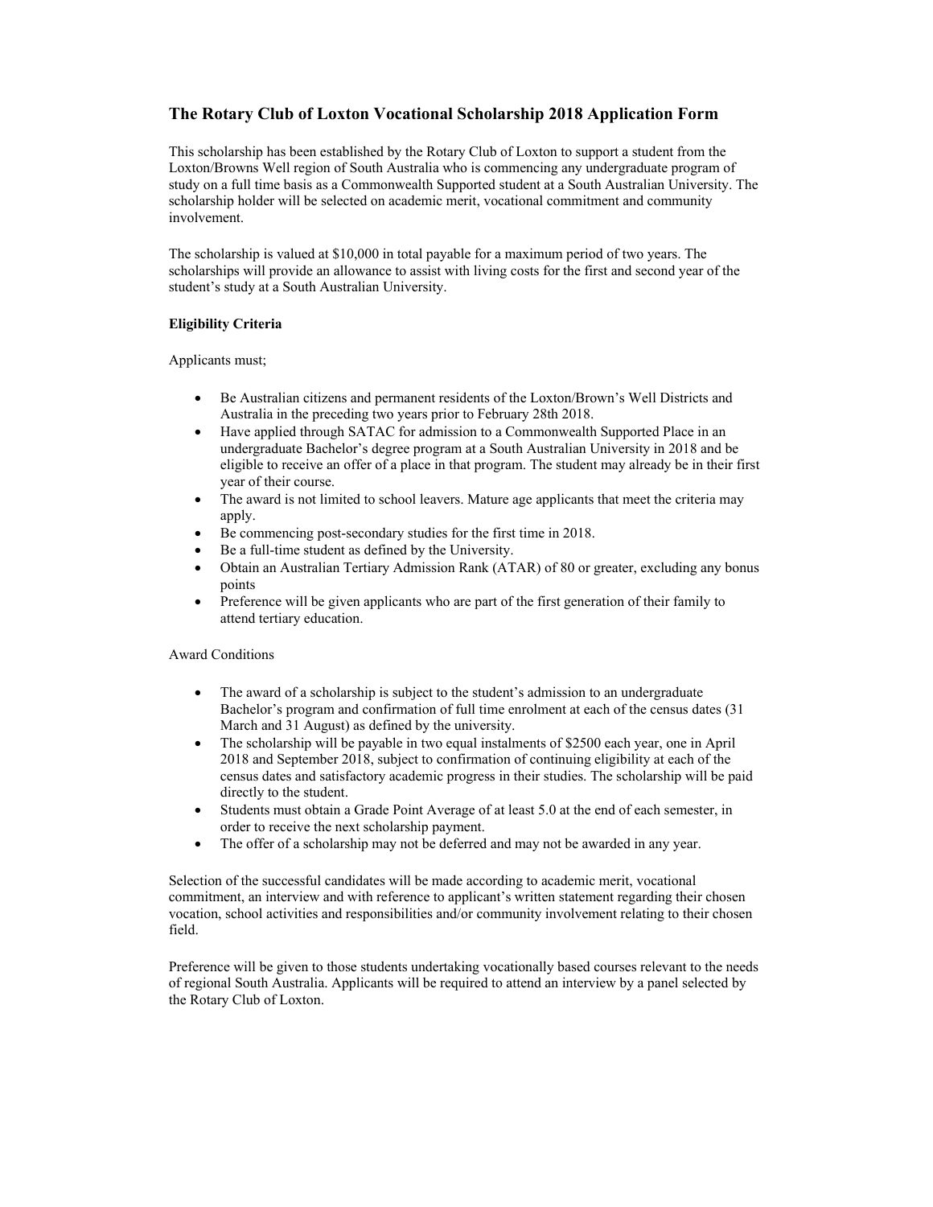# The Rotary Club of Loxton Vocational Scholarship 2018 Application Form

This scholarship has been established by the Rotary Club of Loxton to support a student from the Loxton/Browns Well region of South Australia who is commencing any undergraduate program of study on a full time basis as a Commonwealth Supported student at a South Australian University. The scholarship holder will be selected on academic merit, vocational commitment and community involvement.

The scholarship is valued at $10,000 in total payable for a maximum period of two years. The scholarships will provide an allowance to assist with living costs for the first and second year of the student's study at a South Australian University.

**Eligibility Criteria**

Applicants must;

- Be Australian citizens and permanent residents of the Loxton/Brown's Well Districts and Australia in the preceding two years prior to February 28th 2018.
- Have applied through SATAC for admission to a Commonwealth Supported Place in an undergraduate Bachelor's degree program at a South Australian University in 2018 and be eligible to receive an offer of a place in that program. The student may already be in their first year of their course.
- The award is not limited to school leavers. Mature age applicants that meet the criteria may apply.
- Be commencing post-secondary studies for the first time in 2018.
- Be a full-time student as defined by the University.
- Obtain an Australian Tertiary Admission Rank (ATAR) of 80 or greater, excluding any bonus points
- Preference will be given applicants who are part of the first generation of their family to attend tertiary education.

Award Conditions

- The award of a scholarship is subject to the student's admission to an undergraduate Bachelor's program and confirmation of full time enrolment at each of the census dates (31 March and 31 August) as defined by the university.
- The scholarship will be payable in two equal instalments of $2500 each year, one in April 2018 and September 2018, subject to confirmation of continuing eligibility at each of the census dates and satisfactory academic progress in their studies. The scholarship will be paid directly to the student.
- Students must obtain a Grade Point Average of at least 5.0 at the end of each semester, in order to receive the next scholarship payment.
- The offer of a scholarship may not be deferred and may not be awarded in any year.

Selection of the successful candidates will be made according to academic merit, vocational commitment, an interview and with reference to applicant's written statement regarding their chosen vocation, school activities and responsibilities and/or community involvement relating to their chosen field.

Preference will be given to those students undertaking vocationally based courses relevant to the needs of regional South Australia. Applicants will be required to attend an interview by a panel selected by the Rotary Club of Loxton.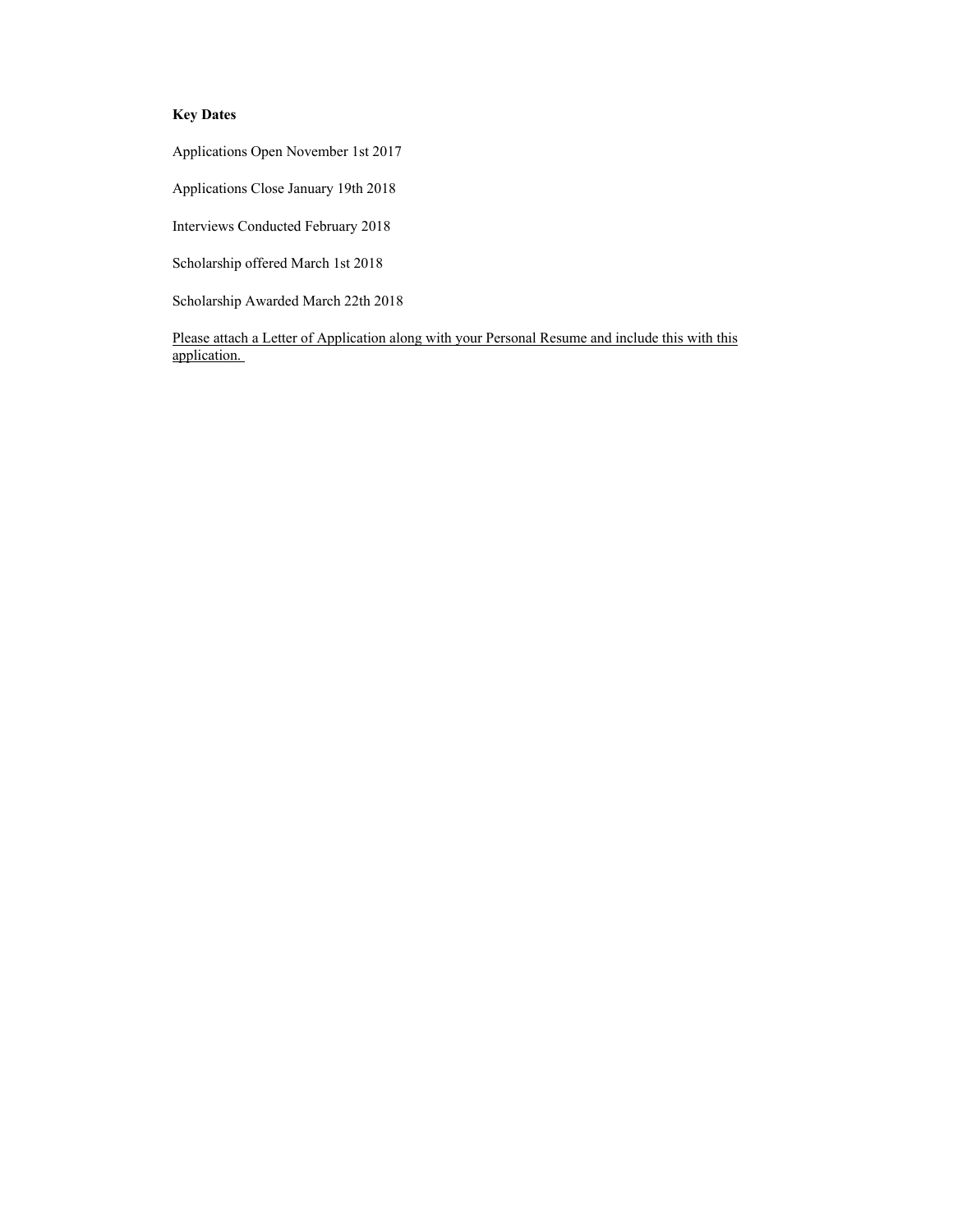**Key Dates**

Applications Open November 1st 2017

Applications Close January 19th 2018

Interviews Conducted February 2018

Scholarship offered March 1st 2018

Scholarship Awarded March 22th 2018

<u>Please attach a Letter of Application along with your Personal Resume and include this with this application.</u>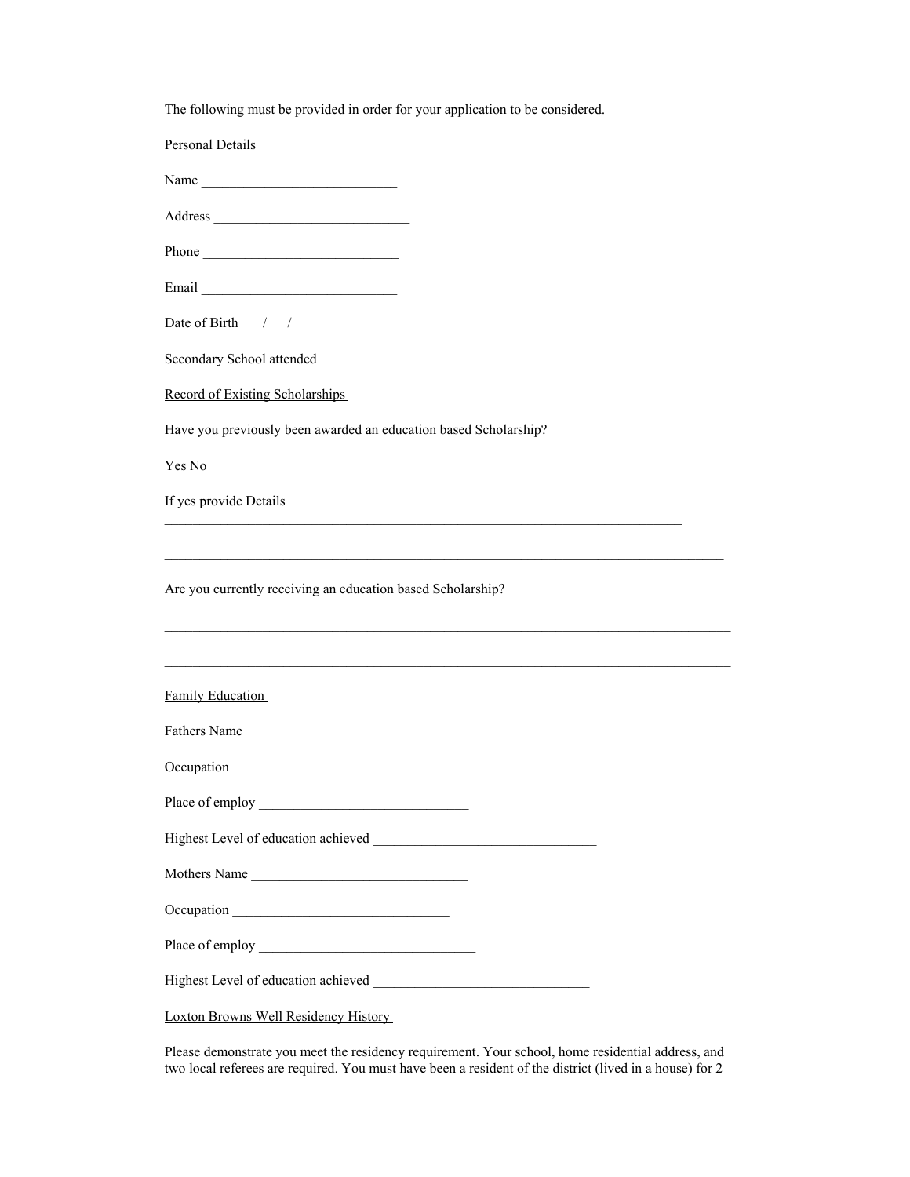The following must be provided in order for your application to be considered.

<u>Personal Details</u>

Name ____________________________

Address ____________________________

Phone ____________________________

Email ____________________________

Date of Birth ___/___/______

Secondary School attended __________________________________

<u>Record of Existing Scholarships</u>

Have you previously been awarded an education based Scholarship?

Yes No

If yes provide Details

___________________________________________________________________________

___________________________________________________________________________

Are you currently receiving an education based Scholarship?

___________________________________________________________________________

___________________________________________________________________________

<u>Family Education</u>

Fathers Name _______________________________

Occupation _______________________________

Place of employ ______________________________

Highest Level of education achieved ________________________________

Mothers Name _______________________________

Occupation _______________________________

Place of employ _______________________________

Highest Level of education achieved _______________________________

<u>Loxton Browns Well Residency History</u>

Please demonstrate you meet the residency requirement. Your school, home residential address, and two local referees are required. You must have been a resident of the district (lived in a house) for 2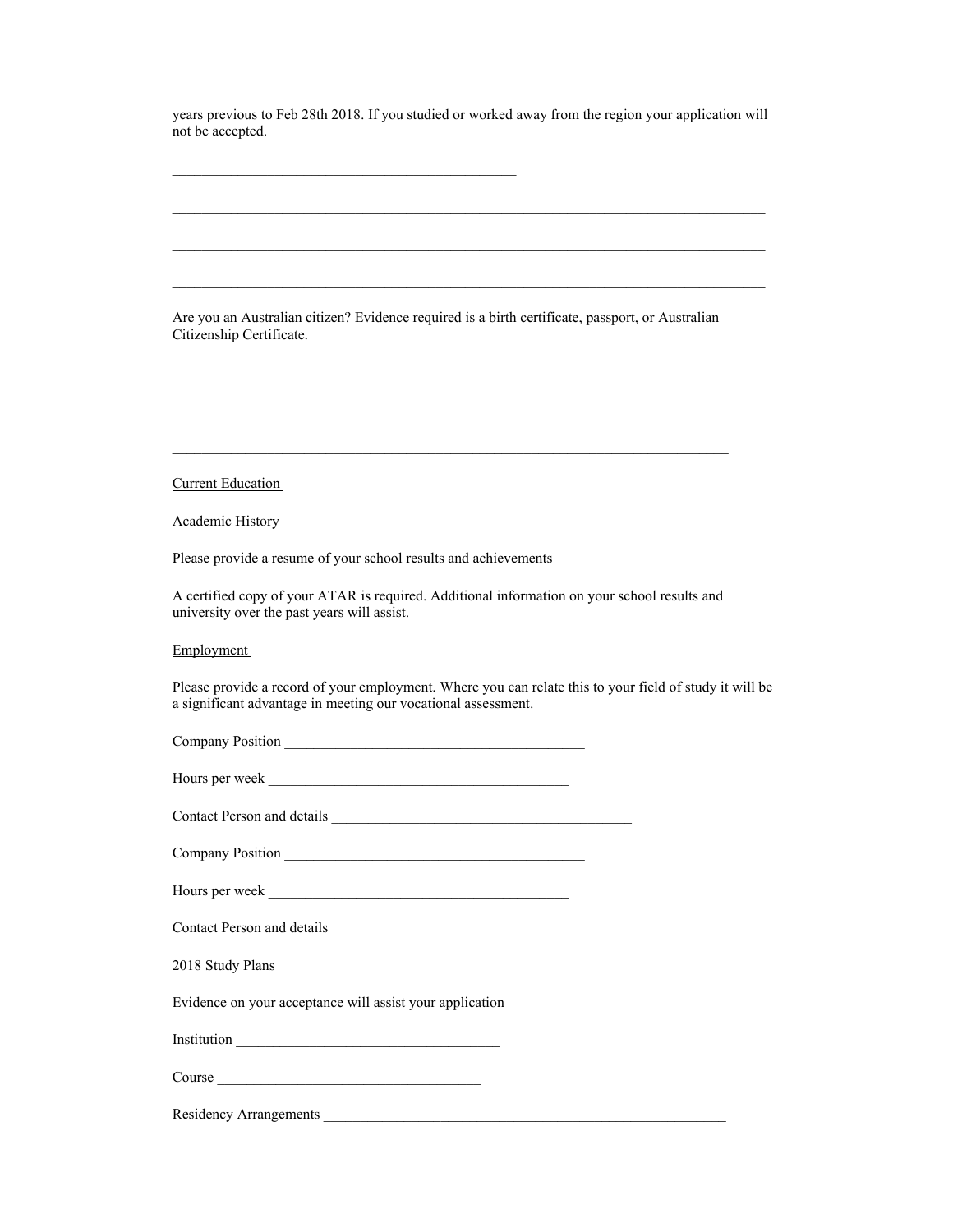years previous to Feb 28th 2018. If you studied or worked away from the region your application will not be accepted.

_______________________________________________

_________________________________________________________________________________

_________________________________________________________________________________

_________________________________________________________________________________

Are you an Australian citizen? Evidence required is a birth certificate, passport, or Australian Citizenship Certificate.

_____________________________________________

_____________________________________________

____________________________________________________________________________

Current Education

Academic History

Please provide a resume of your school results and achievements

A certified copy of your ATAR is required. Additional information on your school results and university over the past years will assist.

Employment

Please provide a record of your employment. Where you can relate this to your field of study it will be a significant advantage in meeting our vocational assessment.

Company Position _________________________________________

Hours per week _________________________________________

Contact Person and details _________________________________________

Company Position _________________________________________

Hours per week _________________________________________

Contact Person and details _________________________________________

2018 Study Plans

Evidence on your acceptance will assist your application

Institution ____________________________________

Course ____________________________________

Residency Arrangements _______________________________________________________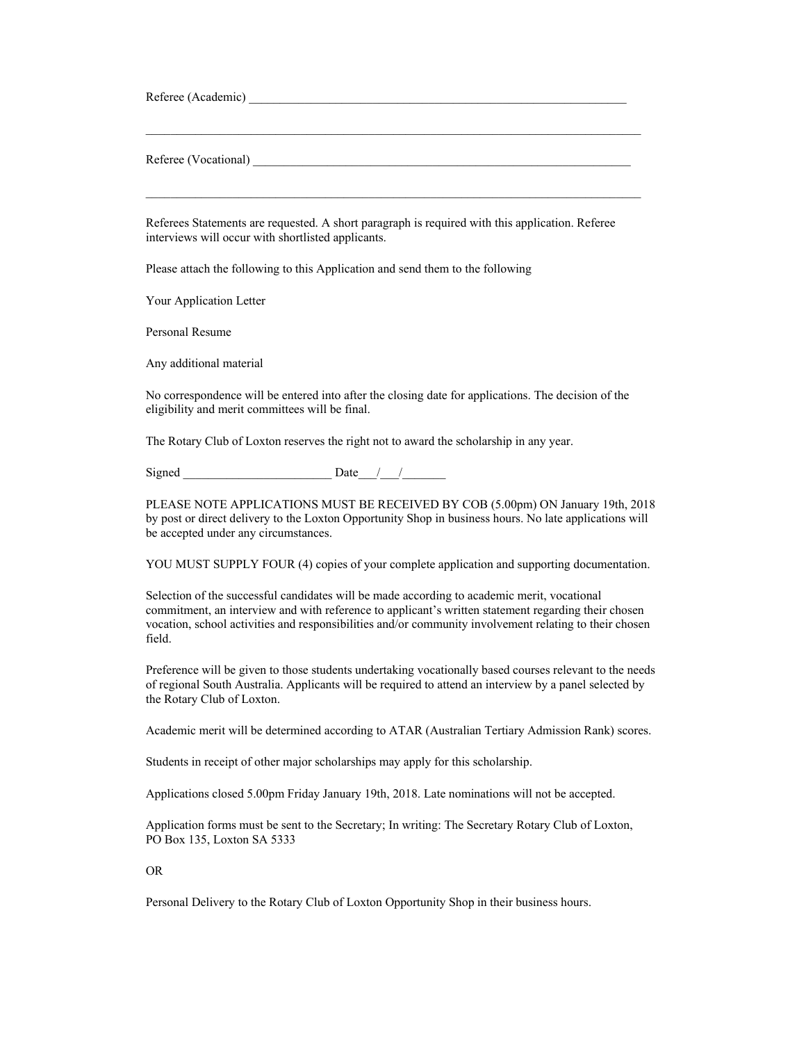Referee (Academic) ______________________________________________________________

___________________________________________________________________________________

Referee (Vocational) _____________________________________________________________

___________________________________________________________________________________

Referees Statements are requested. A short paragraph is required with this application. Referee interviews will occur with shortlisted applicants.

Please attach the following to this Application and send them to the following

Your Application Letter

Personal Resume

Any additional material

No correspondence will be entered into after the closing date for applications. The decision of the eligibility and merit committees will be final.

The Rotary Club of Loxton reserves the right not to award the scholarship in any year.

Signed ________________________ Date___/___/_______

PLEASE NOTE APPLICATIONS MUST BE RECEIVED BY COB (5.00pm) ON January 19th, 2018 by post or direct delivery to the Loxton Opportunity Shop in business hours. No late applications will be accepted under any circumstances.

YOU MUST SUPPLY FOUR (4) copies of your complete application and supporting documentation.

Selection of the successful candidates will be made according to academic merit, vocational commitment, an interview and with reference to applicant's written statement regarding their chosen vocation, school activities and responsibilities and/or community involvement relating to their chosen field.

Preference will be given to those students undertaking vocationally based courses relevant to the needs of regional South Australia. Applicants will be required to attend an interview by a panel selected by the Rotary Club of Loxton.

Academic merit will be determined according to ATAR (Australian Tertiary Admission Rank) scores.

Students in receipt of other major scholarships may apply for this scholarship.

Applications closed 5.00pm Friday January 19th, 2018. Late nominations will not be accepted.

Application forms must be sent to the Secretary; In writing: The Secretary Rotary Club of Loxton, PO Box 135, Loxton SA 5333

OR

Personal Delivery to the Rotary Club of Loxton Opportunity Shop in their business hours.